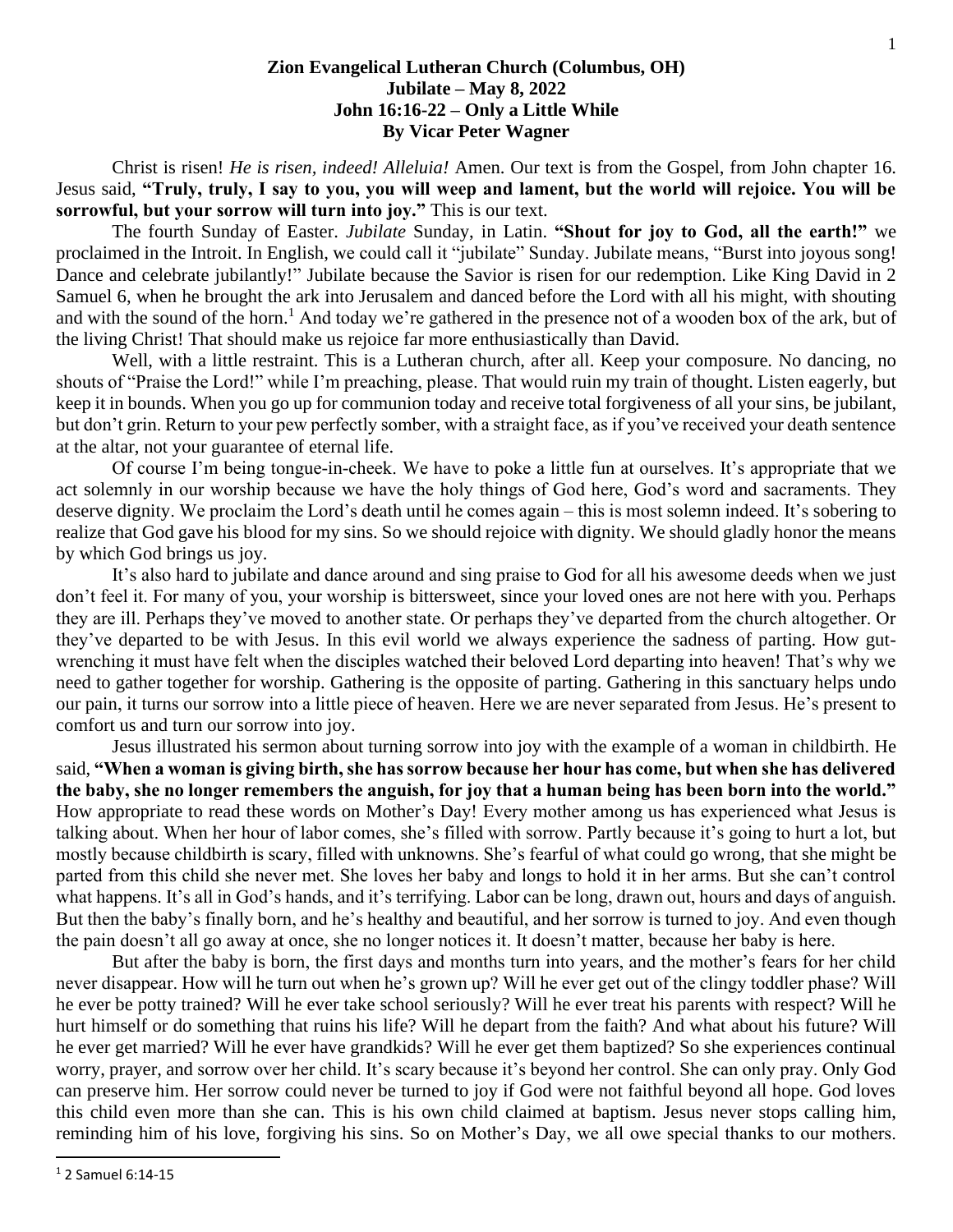**Zion Evangelical Lutheran Church (Columbus, OH)**
**Jubilate – May 8, 2022**
**John 16:16-22 – Only a Little While**
**By Vicar Peter Wagner**

Christ is risen! *He is risen, indeed! Alleluia!* Amen. Our text is from the Gospel, from John chapter 16. Jesus said, **"Truly, truly, I say to you, you will weep and lament, but the world will rejoice. You will be sorrowful, but your sorrow will turn into joy."** This is our text.

The fourth Sunday of Easter. *Jubilate* Sunday, in Latin. **"Shout for joy to God, all the earth!"** we proclaimed in the Introit. In English, we could call it "jubilate" Sunday. Jubilate means, "Burst into joyous song! Dance and celebrate jubilantly!" Jubilate because the Savior is risen for our redemption. Like King David in 2 Samuel 6, when he brought the ark into Jerusalem and danced before the Lord with all his might, with shouting and with the sound of the horn.[1] And today we're gathered in the presence not of a wooden box of the ark, but of the living Christ! That should make us rejoice far more enthusiastically than David.

Well, with a little restraint. This is a Lutheran church, after all. Keep your composure. No dancing, no shouts of "Praise the Lord!" while I'm preaching, please. That would ruin my train of thought. Listen eagerly, but keep it in bounds. When you go up for communion today and receive total forgiveness of all your sins, be jubilant, but don't grin. Return to your pew perfectly somber, with a straight face, as if you've received your death sentence at the altar, not your guarantee of eternal life.

Of course I'm being tongue-in-cheek. We have to poke a little fun at ourselves. It's appropriate that we act solemnly in our worship because we have the holy things of God here, God's word and sacraments. They deserve dignity. We proclaim the Lord's death until he comes again – this is most solemn indeed. It's sobering to realize that God gave his blood for my sins. So we should rejoice with dignity. We should gladly honor the means by which God brings us joy.

It's also hard to jubilate and dance around and sing praise to God for all his awesome deeds when we just don't feel it. For many of you, your worship is bittersweet, since your loved ones are not here with you. Perhaps they are ill. Perhaps they've moved to another state. Or perhaps they've departed from the church altogether. Or they've departed to be with Jesus. In this evil world we always experience the sadness of parting. How gut-wrenching it must have felt when the disciples watched their beloved Lord departing into heaven! That's why we need to gather together for worship. Gathering is the opposite of parting. Gathering in this sanctuary helps undo our pain, it turns our sorrow into a little piece of heaven. Here we are never separated from Jesus. He's present to comfort us and turn our sorrow into joy.

Jesus illustrated his sermon about turning sorrow into joy with the example of a woman in childbirth. He said, **"When a woman is giving birth, she has sorrow because her hour has come, but when she has delivered the baby, she no longer remembers the anguish, for joy that a human being has been born into the world."** How appropriate to read these words on Mother's Day! Every mother among us has experienced what Jesus is talking about. When her hour of labor comes, she's filled with sorrow. Partly because it's going to hurt a lot, but mostly because childbirth is scary, filled with unknowns. She's fearful of what could go wrong, that she might be parted from this child she never met. She loves her baby and longs to hold it in her arms. But she can't control what happens. It's all in God's hands, and it's terrifying. Labor can be long, drawn out, hours and days of anguish. But then the baby's finally born, and he's healthy and beautiful, and her sorrow is turned to joy. And even though the pain doesn't all go away at once, she no longer notices it. It doesn't matter, because her baby is here.

But after the baby is born, the first days and months turn into years, and the mother's fears for her child never disappear. How will he turn out when he's grown up? Will he ever get out of the clingy toddler phase? Will he ever be potty trained? Will he ever take school seriously? Will he ever treat his parents with respect? Will he hurt himself or do something that ruins his life? Will he depart from the faith? And what about his future? Will he ever get married? Will he ever have grandkids? Will he ever get them baptized? So she experiences continual worry, prayer, and sorrow over her child. It's scary because it's beyond her control. She can only pray. Only God can preserve him. Her sorrow could never be turned to joy if God were not faithful beyond all hope. God loves this child even more than she can. This is his own child claimed at baptism. Jesus never stops calling him, reminding him of his love, forgiving his sins. So on Mother's Day, we all owe special thanks to our mothers.

[1] 2 Samuel 6:14-15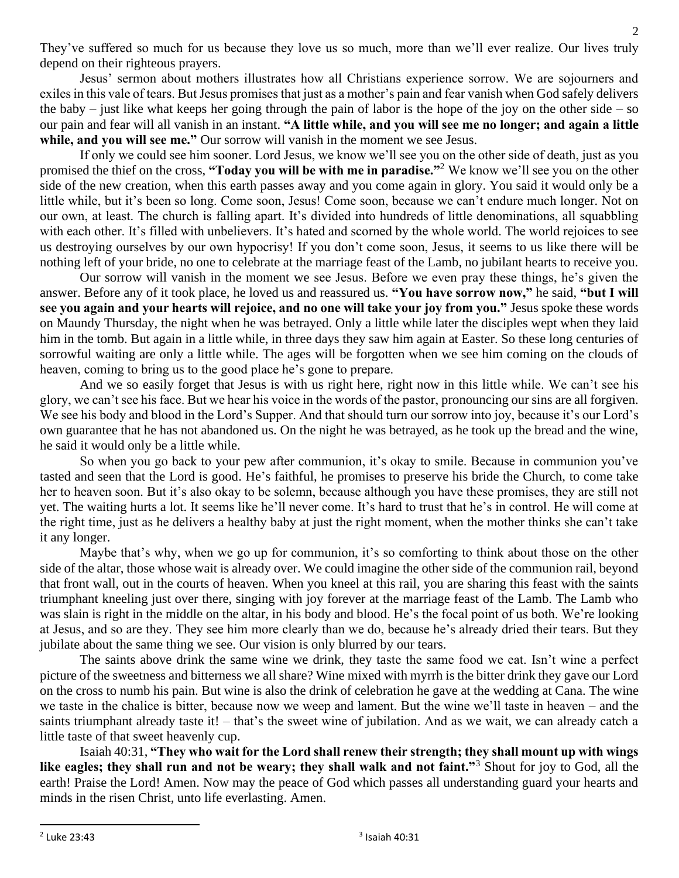They've suffered so much for us because they love us so much, more than we'll ever realize. Our lives truly depend on their righteous prayers.

Jesus' sermon about mothers illustrates how all Christians experience sorrow. We are sojourners and exiles in this vale of tears. But Jesus promises that just as a mother's pain and fear vanish when God safely delivers the baby – just like what keeps her going through the pain of labor is the hope of the joy on the other side – so our pain and fear will all vanish in an instant. **"A little while, and you will see me no longer; and again a little while, and you will see me."** Our sorrow will vanish in the moment we see Jesus.

If only we could see him sooner. Lord Jesus, we know we'll see you on the other side of death, just as you promised the thief on the cross, **"Today you will be with me in paradise."**[2] We know we'll see you on the other side of the new creation, when this earth passes away and you come again in glory. You said it would only be a little while, but it's been so long. Come soon, Jesus! Come soon, because we can't endure much longer. Not on our own, at least. The church is falling apart. It's divided into hundreds of little denominations, all squabbling with each other. It's filled with unbelievers. It's hated and scorned by the whole world. The world rejoices to see us destroying ourselves by our own hypocrisy! If you don't come soon, Jesus, it seems to us like there will be nothing left of your bride, no one to celebrate at the marriage feast of the Lamb, no jubilant hearts to receive you.

Our sorrow will vanish in the moment we see Jesus. Before we even pray these things, he's given the answer. Before any of it took place, he loved us and reassured us. **"You have sorrow now,"** he said, **"but I will see you again and your hearts will rejoice, and no one will take your joy from you."** Jesus spoke these words on Maundy Thursday, the night when he was betrayed. Only a little while later the disciples wept when they laid him in the tomb. But again in a little while, in three days they saw him again at Easter. So these long centuries of sorrowful waiting are only a little while. The ages will be forgotten when we see him coming on the clouds of heaven, coming to bring us to the good place he's gone to prepare.

And we so easily forget that Jesus is with us right here, right now in this little while. We can't see his glory, we can't see his face. But we hear his voice in the words of the pastor, pronouncing our sins are all forgiven. We see his body and blood in the Lord's Supper. And that should turn our sorrow into joy, because it's our Lord's own guarantee that he has not abandoned us. On the night he was betrayed, as he took up the bread and the wine, he said it would only be a little while.

So when you go back to your pew after communion, it's okay to smile. Because in communion you've tasted and seen that the Lord is good. He's faithful, he promises to preserve his bride the Church, to come take her to heaven soon. But it's also okay to be solemn, because although you have these promises, they are still not yet. The waiting hurts a lot. It seems like he'll never come. It's hard to trust that he's in control. He will come at the right time, just as he delivers a healthy baby at just the right moment, when the mother thinks she can't take it any longer.

Maybe that's why, when we go up for communion, it's so comforting to think about those on the other side of the altar, those whose wait is already over. We could imagine the other side of the communion rail, beyond that front wall, out in the courts of heaven. When you kneel at this rail, you are sharing this feast with the saints triumphant kneeling just over there, singing with joy forever at the marriage feast of the Lamb. The Lamb who was slain is right in the middle on the altar, in his body and blood. He's the focal point of us both. We're looking at Jesus, and so are they. They see him more clearly than we do, because he's already dried their tears. But they jubilate about the same thing we see. Our vision is only blurred by our tears.

The saints above drink the same wine we drink, they taste the same food we eat. Isn't wine a perfect picture of the sweetness and bitterness we all share? Wine mixed with myrrh is the bitter drink they gave our Lord on the cross to numb his pain. But wine is also the drink of celebration he gave at the wedding at Cana. The wine we taste in the chalice is bitter, because now we weep and lament. But the wine we'll taste in heaven – and the saints triumphant already taste it! – that's the sweet wine of jubilation. And as we wait, we can already catch a little taste of that sweet heavenly cup.

Isaiah 40:31, **"They who wait for the Lord shall renew their strength; they shall mount up with wings like eagles; they shall run and not be weary; they shall walk and not faint."**[3] Shout for joy to God, all the earth! Praise the Lord! Amen. Now may the peace of God which passes all understanding guard your hearts and minds in the risen Christ, unto life everlasting. Amen.

---

[2] Luke 23:43

[3] Isaiah 40:31